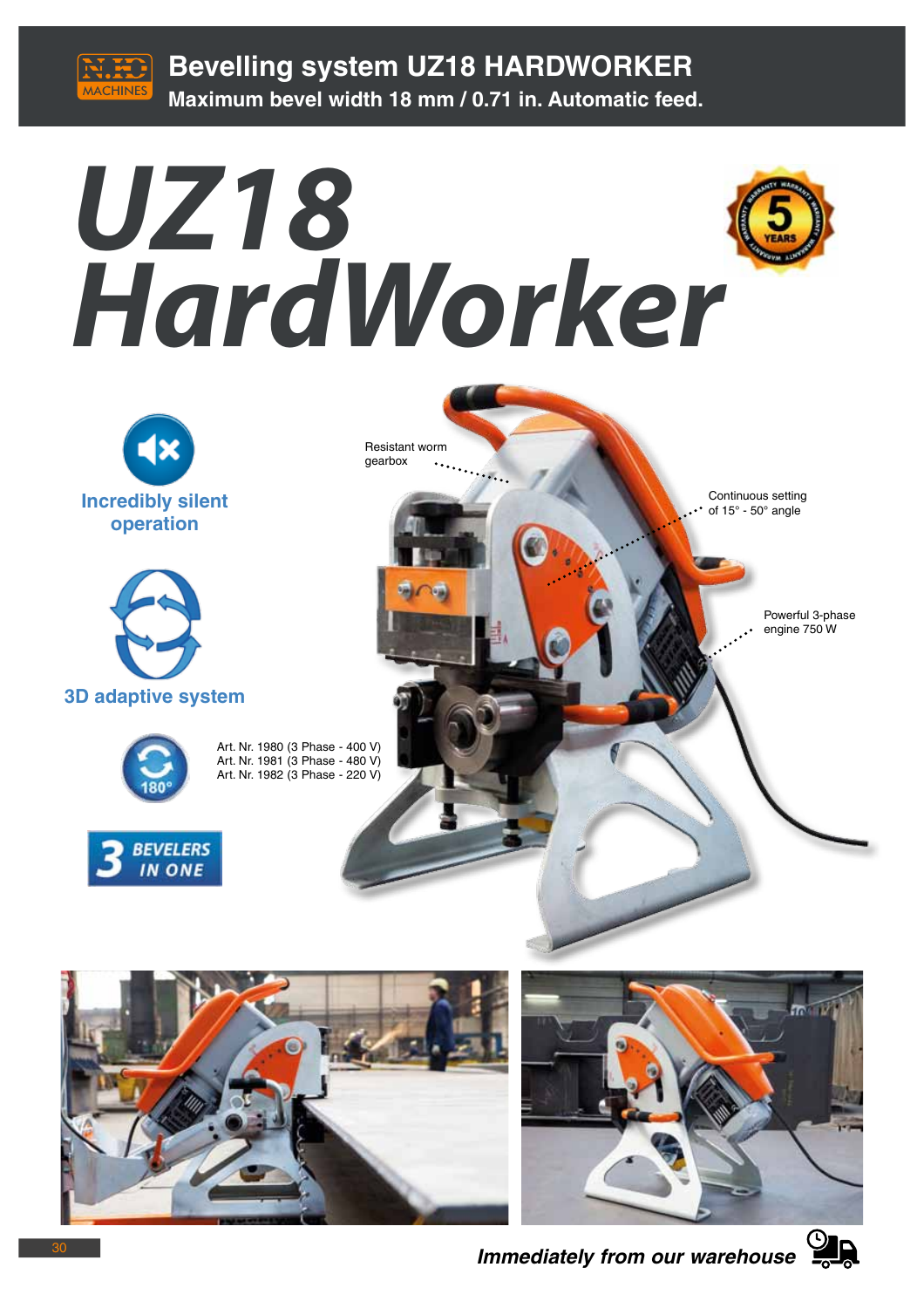# Bevelling system UZ18 HARDWORKER

**Maximum bevel width 18 mm / 0.71 in. Automatic feed.**

# UZ18 HardWorker

Resistant worm gearbox

Continuous setting of 15° - 50° angle

Powerful 3-phase engine 750 W

**Incredibly silent operation**

**3D adaptive system**

Art. Nr. 1980 (3 Phase - 400 V)
Art. Nr. 1981 (3 Phase - 480 V)
Art. Nr. 1982 (3 Phase - 220 V)

**3 BEVELERS IN ONE**

***Immediately from our warehouse***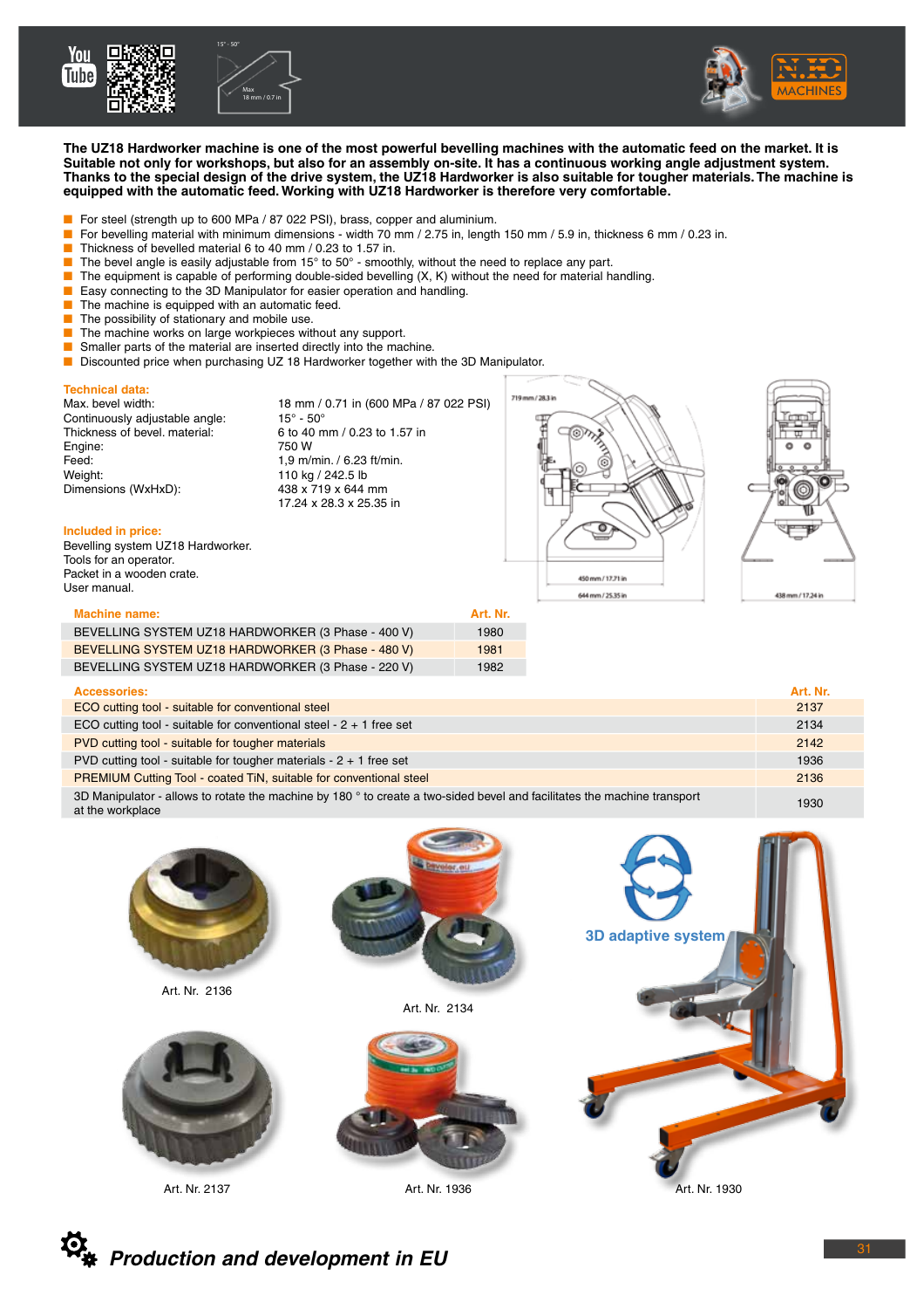**The UZ18 Hardworker machine is one of the most powerful bevelling machines with the automatic feed on the market. It is Suitable not only for workshops, but also for an assembly on-site. It has a continuous working angle adjustment system. Thanks to the special design of the drive system, the UZ18 Hardworker is also suitable for tougher materials. The machine is equipped with the automatic feed. Working with UZ18 Hardworker is therefore very comfortable.**

- For steel (strength up to 600 MPa / 87 022 PSI), brass, copper and aluminium.
- For bevelling material with minimum dimensions - width 70 mm / 2.75 in, length 150 mm / 5.9 in, thickness 6 mm / 0.23 in.
- Thickness of bevelled material 6 to 40 mm / 0.23 to 1.57 in.
- The bevel angle is easily adjustable from 15° to 50° - smoothly, without the need to replace any part.
- The equipment is capable of performing double-sided bevelling (X, K) without the need for material handling.
- Easy connecting to the 3D Manipulator for easier operation and handling.
- The machine is equipped with an automatic feed.
- The possibility of stationary and mobile use.
- The machine works on large workpieces without any support.
- Smaller parts of the material are inserted directly into the machine.
- Discounted price when purchasing UZ 18 Hardworker together with the 3D Manipulator.

## Technical data:

| | |
|---|---|
| Max. bevel width: | 18 mm / 0.71 in (600 MPa / 87 022 PSI) |
| Continuously adjustable angle: | 15° - 50° |
| Thickness of bevel. material: | 6 to 40 mm / 0.23 to 1.57 in |
| Engine: | 750 W |
| Feed: | 1,9 m/min. / 6.23 ft/min. |
| Weight: | 110 kg / 242.5 lb |
| Dimensions (WxHxD): | 438 x 719 x 644 mm<br>17.24 x 28.3 x 25.35 in |

## Included in price:

Bevelling system UZ18 Hardworker.
Tools for an operator.
Packet in a wooden crate.
User manual.

| Machine name: | Art. Nr. |
|---|---|
| BEVELLING SYSTEM UZ18 HARDWORKER (3 Phase - 400 V) | 1980 |
| BEVELLING SYSTEM UZ18 HARDWORKER (3 Phase - 480 V) | 1981 |
| BEVELLING SYSTEM UZ18 HARDWORKER (3 Phase - 220 V) | 1982 |

| Accessories: | Art. Nr. |
|---|---|
| ECO cutting tool - suitable for conventional steel | 2137 |
| ECO cutting tool - suitable for conventional steel - 2 + 1 free set | 2134 |
| PVD cutting tool - suitable for tougher materials | 2142 |
| PVD cutting tool - suitable for tougher materials - 2 + 1 free set | 1936 |
| PREMIUM Cutting Tool - coated TiN, suitable for conventional steel | 2136 |
| 3D Manipulator - allows to rotate the machine by 180 ° to create a two-sided bevel and facilitates the machine transport at the workplace | 1930 |

Art. Nr. 2136

Art. Nr. 2134

3D adaptive system

Art. Nr. 2137

Art. Nr. 1936

Art. Nr. 1930

*Production and development in EU*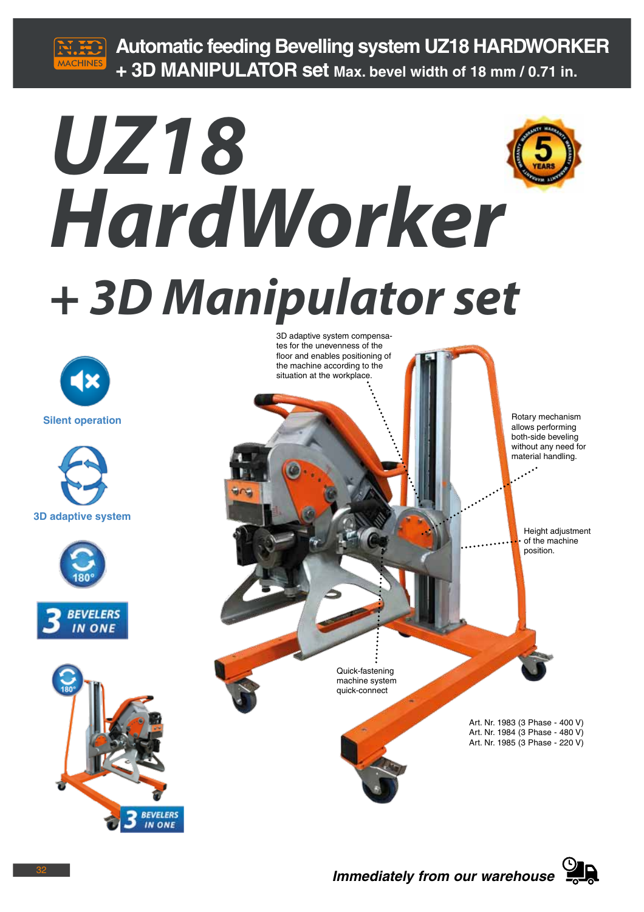# Automatic feeding Bevelling system UZ18 HARDWORKER + 3D MANIPULATOR set Max. bevel width of 18 mm / 0.71 in.

# *UZ18 HardWorker*

## *+ 3D Manipulator set*

**Silent operation**

**3D adaptive system**

180°

**3 BEVELERS IN ONE**

3D adaptive system compensates for the unevenness of the floor and enables positioning of the machine according to the situation at the workplace.

Rotary mechanism allows performing both-side beveling without any need for material handling.

Height adjustment of the machine position.

Quick-fastening machine system quick-connect

Art. Nr. 1983 (3 Phase - 400 V)
Art. Nr. 1984 (3 Phase - 480 V)
Art. Nr. 1985 (3 Phase - 220 V)

***Immediately from our warehouse***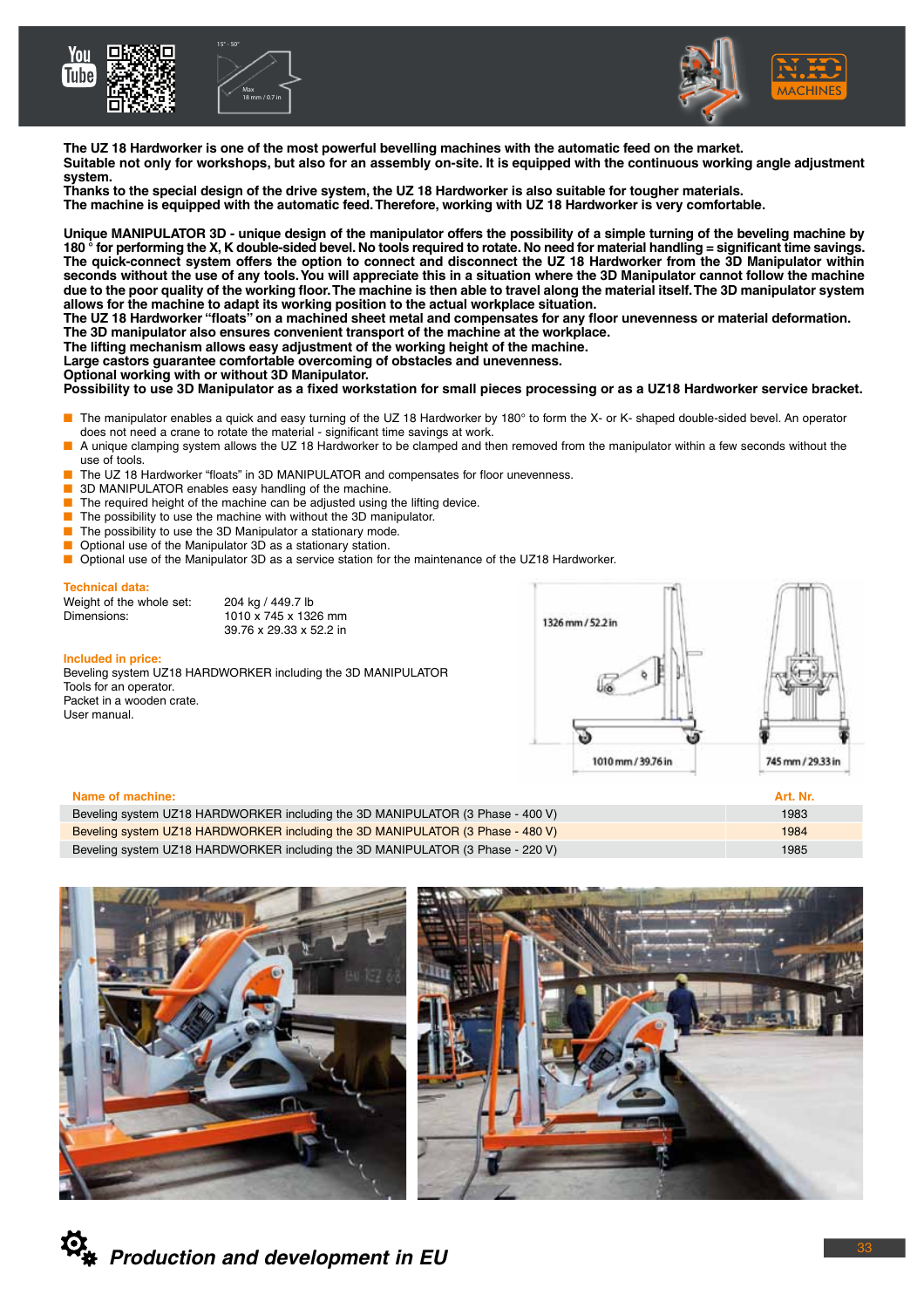**The UZ 18 Hardworker is one of the most powerful bevelling machines with the automatic feed on the market.**
**Suitable not only for workshops, but also for an assembly on-site. It is equipped with the continuous working angle adjustment system.**
**Thanks to the special design of the drive system, the UZ 18 Hardworker is also suitable for tougher materials.**
**The machine is equipped with the automatic feed. Therefore, working with UZ 18 Hardworker is very comfortable.**

**Unique MANIPULATOR 3D - unique design of the manipulator offers the possibility of a simple turning of the beveling machine by 180 ° for performing the X, K double-sided bevel. No tools required to rotate. No need for material handling = significant time savings. The quick-connect system offers the option to connect and disconnect the UZ 18 Hardworker from the 3D Manipulator within seconds without the use of any tools. You will appreciate this in a situation where the 3D Manipulator cannot follow the machine due to the poor quality of the working floor. The machine is then able to travel along the material itself. The 3D manipulator system allows for the machine to adapt its working position to the actual workplace situation.**
**The UZ 18 Hardworker "floats" on a machined sheet metal and compensates for any floor unevenness or material deformation.**
**The 3D manipulator also ensures convenient transport of the machine at the workplace.**
**The lifting mechanism allows easy adjustment of the working height of the machine.**
**Large castors guarantee comfortable overcoming of obstacles and unevenness.**
**Optional working with or without 3D Manipulator.**
**Possibility to use 3D Manipulator as a fixed workstation for small pieces processing or as a UZ18 Hardworker service bracket.**

- The manipulator enables a quick and easy turning of the UZ 18 Hardworker by 180° to form the X- or K- shaped double-sided bevel. An operator does not need a crane to rotate the material - significant time savings at work.
- A unique clamping system allows the UZ 18 Hardworker to be clamped and then removed from the manipulator within a few seconds without the use of tools.
- The UZ 18 Hardworker "floats" in 3D MANIPULATOR and compensates for floor unevenness.
- 3D MANIPULATOR enables easy handling of the machine.
- The required height of the machine can be adjusted using the lifting device.
- The possibility to use the machine with without the 3D manipulator.
- The possibility to use the 3D Manipulator a stationary mode.
- Optional use of the Manipulator 3D as a stationary station.
- Optional use of the Manipulator 3D as a service station for the maintenance of the UZ18 Hardworker.

### Technical data:

| | |
|---|---|
| Weight of the whole set: | 204 kg / 449.7 lb |
| Dimensions: | 1010 x 745 x 1326 mm<br>39.76 x 29.33 x 52.2 in |

### Included in price:

Beveling system UZ18 HARDWORKER including the 3D MANIPULATOR
Tools for an operator.
Packet in a wooden crate.
User manual.

1326 mm / 52.2 in
1010 mm / 39.76 in
745 mm / 29.33 in

| Name of machine: | Art. Nr. |
|---|---|
| Beveling system UZ18 HARDWORKER including the 3D MANIPULATOR (3 Phase - 400 V) | 1983 |
| Beveling system UZ18 HARDWORKER including the 3D MANIPULATOR (3 Phase - 480 V) | 1984 |
| Beveling system UZ18 HARDWORKER including the 3D MANIPULATOR (3 Phase - 220 V) | 1985 |

***Production and development in EU***